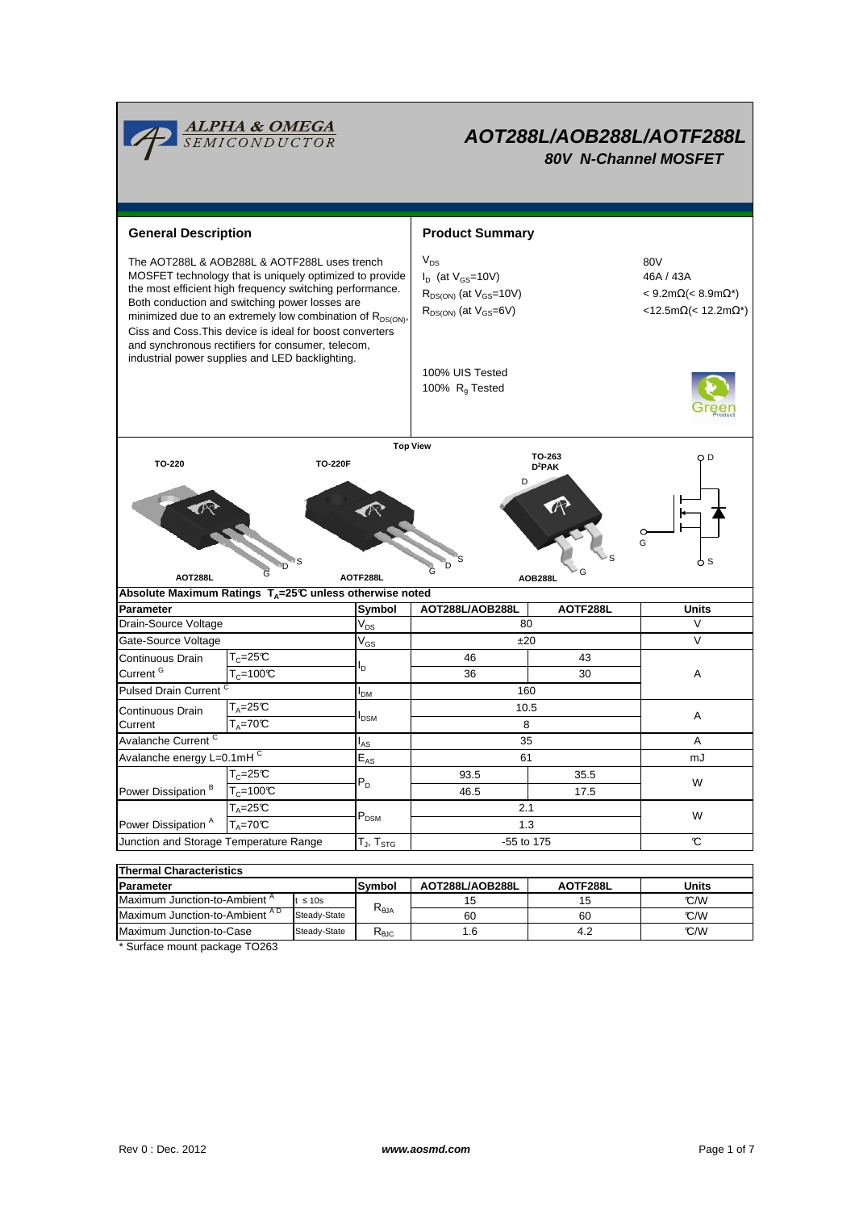# AOT288L/AOB288L/AOTF288L

## 80V N-Channel MOSFET

### General Description

The AOT288L & AOB288L & AOTF288L uses trench MOSFET technology that is uniquely optimized to provide the most efficient high frequency switching performance. Both conduction and switching power losses are minimized due to an extremely low combination of $R_{DS(ON)}$, Ciss and Coss.This device is ideal for boost converters and synchronous rectifiers for consumer, telecom, industrial power supplies and LED backlighting.

### Product Summary

| | |
|---|---|
| $V_{DS}$ | 80V |
| $I_D$ (at $V_{GS}$=10V) | 46A / 43A |
| $R_{DS(ON)}$ (at $V_{GS}$=10V) | < 9.2mΩ(< 8.9mΩ*) |
| $R_{DS(ON)}$ (at $V_{GS}$=6V) | <12.5mΩ(< 12.2mΩ*) |

100% UIS Tested
100% $R_g$ Tested

Top View

TO-220 (AOT288L) — TO-220F (AOTF288L) — TO-263 $D^2PAK$ (AOB288L)

### Absolute Maximum Ratings $T_A$=25°C unless otherwise noted

| Parameter | | Symbol | AOT288L/AOB288L | AOTF288L | Units |
|---|---|---|---|---|---|
| Drain-Source Voltage | | $V_{DS}$ | 80 | | V |
| Gate-Source Voltage | | $V_{GS}$ | ±20 | | V |
| Continuous Drain Current [G] | $T_C$=25°C | $I_D$ | 46 | 43 | A |
| | $T_C$=100°C | | 36 | 30 | |
| Pulsed Drain Current [C] | | $I_{DM}$ | 160 | | |
| Continuous Drain Current | $T_A$=25°C | $I_{DSM}$ | 10.5 | | A |
| | $T_A$=70°C | | 8 | | |
| Avalanche Current [C] | | $I_{AS}$ | 35 | | A |
| Avalanche energy L=0.1mH [C] | | $E_{AS}$ | 61 | | mJ |
| Power Dissipation [B] | $T_C$=25°C | $P_D$ | 93.5 | 35.5 | W |
| | $T_C$=100°C | | 46.5 | 17.5 | |
| Power Dissipation [A] | $T_A$=25°C | $P_{DSM}$ | 2.1 | | W |
| | $T_A$=70°C | | 1.3 | | |
| Junction and Storage Temperature Range | | $T_J$, $T_{STG}$ | -55 to 175 | | °C |

### Thermal Characteristics

| Parameter | | Symbol | AOT288L/AOB288L | AOTF288L | Units |
|---|---|---|---|---|---|
| Maximum Junction-to-Ambient [A] | t ≤ 10s | $R_{\theta JA}$ | 15 | 15 | °C/W |
| Maximum Junction-to-Ambient [A D] | Steady-State | | 60 | 60 | °C/W |
| Maximum Junction-to-Case | Steady-State | $R_{\theta JC}$ | 1.6 | 4.2 | °C/W |

\* Surface mount package TO263

Rev 0 : Dec. 2012 www.aosmd.com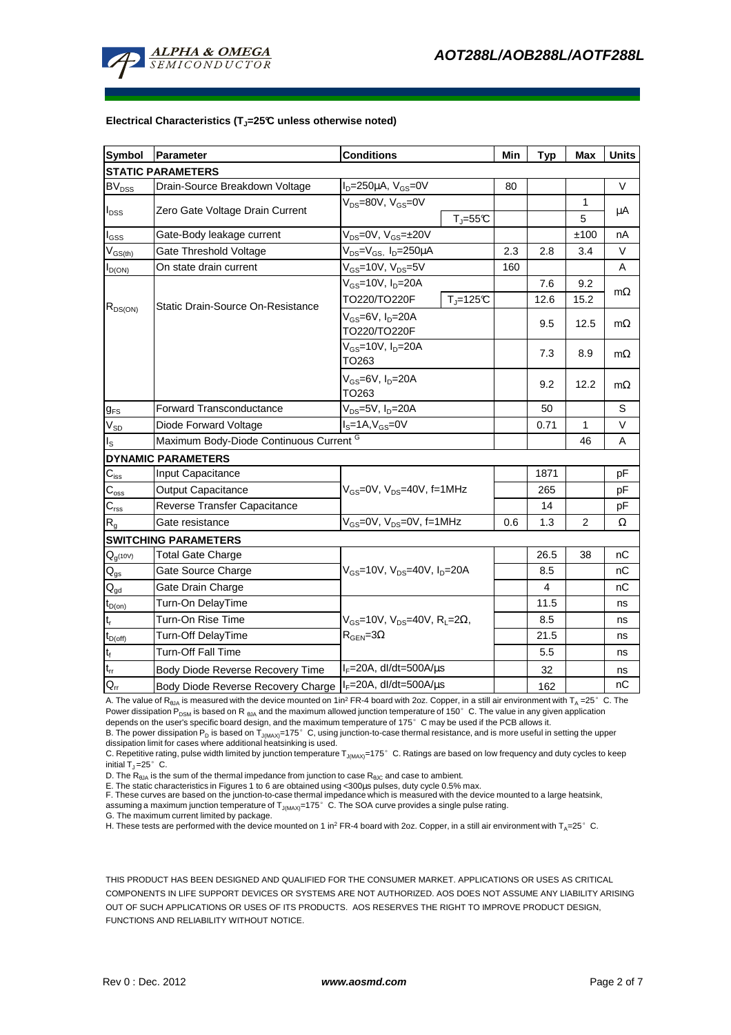**Electrical Characteristics ($T_J$=25°C unless otherwise noted)**

| Symbol | Parameter | Conditions | | Min | Typ | Max | Units |
|---|---|---|---|---|---|---|---|
| **STATIC PARAMETERS** | | | | | | | |
| $BV_{DSS}$ | Drain-Source Breakdown Voltage | $I_D$=250µA, $V_{GS}$=0V | | 80 | | | V |
| $I_{DSS}$ | Zero Gate Voltage Drain Current | $V_{DS}$=80V, $V_{GS}$=0V | | | | 1 | µA |
| | | | $T_J$=55°C | | | 5 | |
| $I_{GSS}$ | Gate-Body leakage current | $V_{DS}$=0V, $V_{GS}$=±20V | | | | ±100 | nA |
| $V_{GS(th)}$ | Gate Threshold Voltage | $V_{DS}$=$V_{GS}$, $I_D$=250µA | | 2.3 | 2.8 | 3.4 | V |
| $I_{D(ON)}$ | On state drain current | $V_{GS}$=10V, $V_{DS}$=5V | | 160 | | | A |
| $R_{DS(ON)}$ | Static Drain-Source On-Resistance | $V_{GS}$=10V, $I_D$=20A | | | 7.6 | 9.2 | mΩ |
| | | TO220/TO220F | $T_J$=125°C | | 12.6 | 15.2 | |
| | | $V_{GS}$=6V, $I_D$=20A TO220/TO220F | | | 9.5 | 12.5 | mΩ |
| | | $V_{GS}$=10V, $I_D$=20A TO263 | | | 7.3 | 8.9 | mΩ |
| | | $V_{GS}$=6V, $I_D$=20A TO263 | | | 9.2 | 12.2 | mΩ |
| $g_{FS}$ | Forward Transconductance | $V_{DS}$=5V, $I_D$=20A | | | 50 | | S |
| $V_{SD}$ | Diode Forward Voltage | $I_S$=1A, $V_{GS}$=0V | | | 0.71 | 1 | V |
| $I_S$ | Maximum Body-Diode Continuous Current [G] | | | | | 46 | A |
| **DYNAMIC PARAMETERS** | | | | | | | |
| $C_{iss}$ | Input Capacitance | $V_{GS}$=0V, $V_{DS}$=40V, f=1MHz | | | 1871 | | pF |
| $C_{oss}$ | Output Capacitance | | | | 265 | | pF |
| $C_{rss}$ | Reverse Transfer Capacitance | | | | 14 | | pF |
| $R_g$ | Gate resistance | $V_{GS}$=0V, $V_{DS}$=0V, f=1MHz | | 0.6 | 1.3 | 2 | Ω |
| **SWITCHING PARAMETERS** | | | | | | | |
| $Q_{g(10V)}$ | Total Gate Charge | $V_{GS}$=10V, $V_{DS}$=40V, $I_D$=20A | | | 26.5 | 38 | nC |
| $Q_{gs}$ | Gate Source Charge | | | | 8.5 | | nC |
| $Q_{gd}$ | Gate Drain Charge | | | | 4 | | nC |
| $t_{D(on)}$ | Turn-On DelayTime | $V_{GS}$=10V, $V_{DS}$=40V, $R_L$=2Ω, $R_{GEN}$=3Ω | | | 11.5 | | ns |
| $t_r$ | Turn-On Rise Time | | | | 8.5 | | ns |
| $t_{D(off)}$ | Turn-Off DelayTime | | | | 21.5 | | ns |
| $t_f$ | Turn-Off Fall Time | | | | 5.5 | | ns |
| $t_{rr}$ | Body Diode Reverse Recovery Time | $I_F$=20A, dI/dt=500A/µs | | | 32 | | ns |
| $Q_{rr}$ | Body Diode Reverse Recovery Charge | $I_F$=20A, dI/dt=500A/µs | | | 162 | | nC |

A. The value of $R_{\theta JA}$ is measured with the device mounted on 1in² FR-4 board with 2oz. Copper, in a still air environment with $T_A$ =25° C. The Power dissipation $P_{DSM}$ is based on $R_{\theta JA}$ and the maximum allowed junction temperature of 150° C. The value in any given application depends on the user's specific board design, and the maximum temperature of 175° C may be used if the PCB allows it.

B. The power dissipation $P_D$ is based on $T_{J(MAX)}$=175° C, using junction-to-case thermal resistance, and is more useful in setting the upper dissipation limit for cases where additional heatsinking is used.

C. Repetitive rating, pulse width limited by junction temperature $T_{J(MAX)}$=175° C. Ratings are based on low frequency and duty cycles to keep initial $T_J$=25° C.

D. The $R_{\theta JA}$ is the sum of the thermal impedance from junction to case $R_{\theta JC}$ and case to ambient.

E. The static characteristics in Figures 1 to 6 are obtained using <300µs pulses, duty cycle 0.5% max.

F. These curves are based on the junction-to-case thermal impedance which is measured with the device mounted to a large heatsink, assuming a maximum junction temperature of $T_{J(MAX)}$=175° C. The SOA curve provides a single pulse rating.

G. The maximum current limited by package.

H. These tests are performed with the device mounted on 1 in² FR-4 board with 2oz. Copper, in a still air environment with $T_A$=25° C.

THIS PRODUCT HAS BEEN DESIGNED AND QUALIFIED FOR THE CONSUMER MARKET. APPLICATIONS OR USES AS CRITICAL COMPONENTS IN LIFE SUPPORT DEVICES OR SYSTEMS ARE NOT AUTHORIZED. AOS DOES NOT ASSUME ANY LIABILITY ARISING OUT OF SUCH APPLICATIONS OR USES OF ITS PRODUCTS. AOS RESERVES THE RIGHT TO IMPROVE PRODUCT DESIGN, FUNCTIONS AND RELIABILITY WITHOUT NOTICE.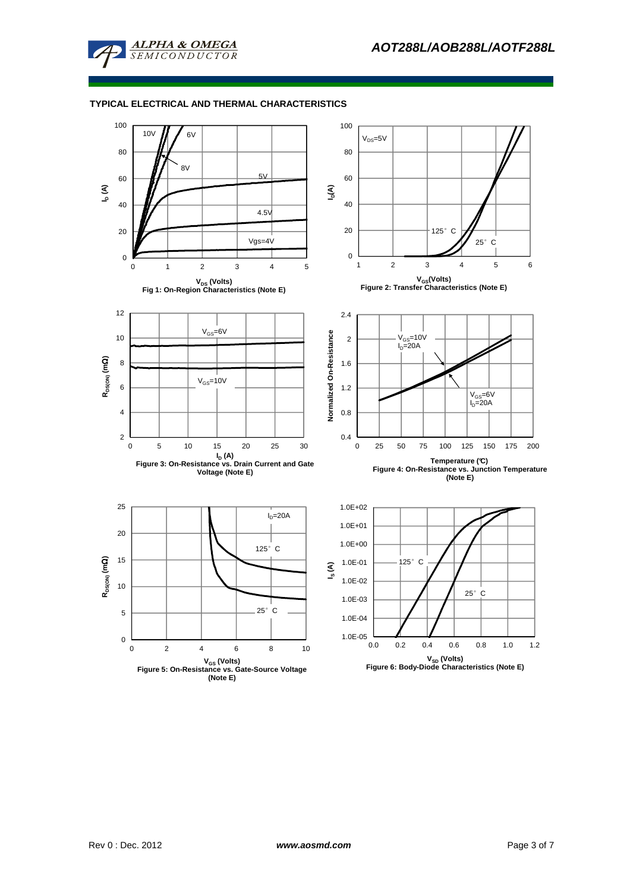### TYPICAL ELECTRICAL AND THERMAL CHARACTERISTICS

Fig 1: On-Region Characteristics (Note E)

Figure 2: Transfer Characteristics (Note E)

Figure 3: On-Resistance vs. Drain Current and Gate Voltage (Note E)

Figure 4: On-Resistance vs. Junction Temperature (Note E)

Figure 5: On-Resistance vs. Gate-Source Voltage (Note E)

Figure 6: Body-Diode Characteristics (Note E)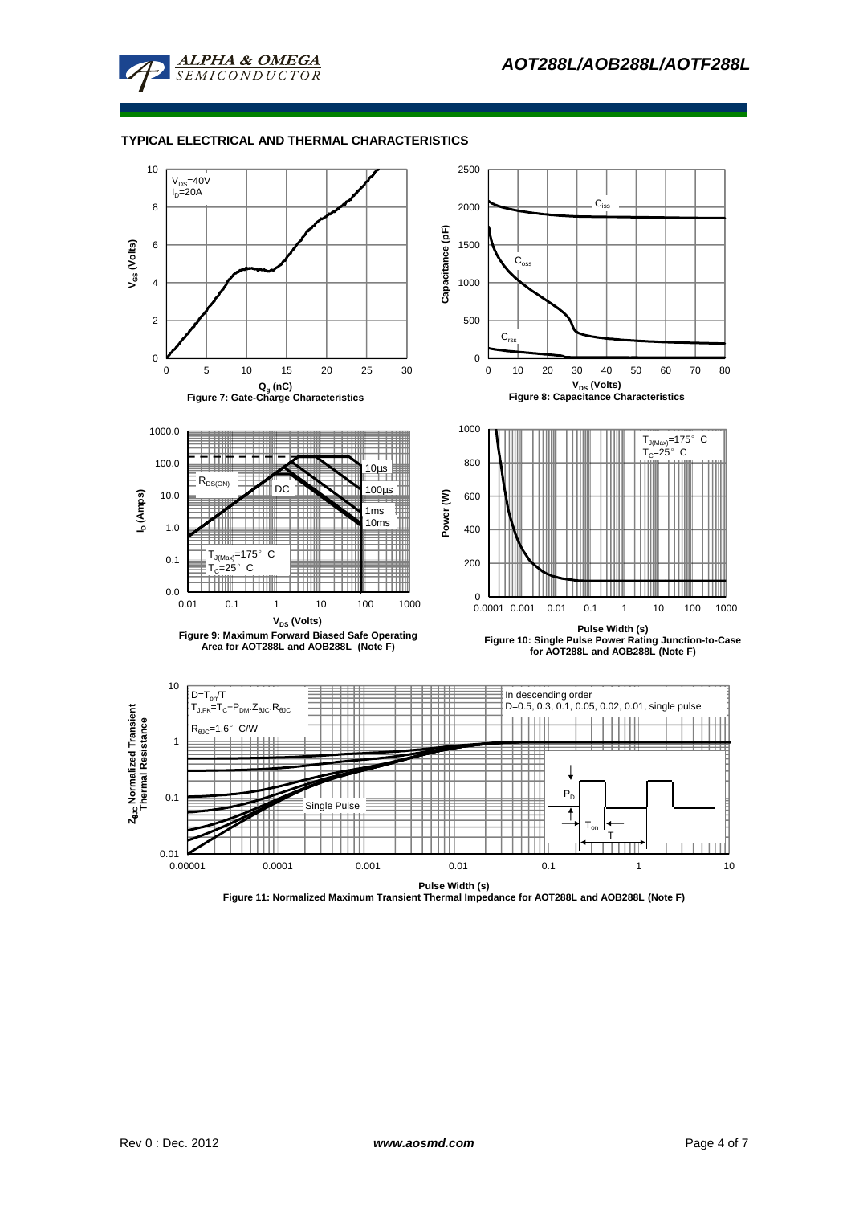## TYPICAL ELECTRICAL AND THERMAL CHARACTERISTICS

$V_{DS}$=40V
$I_D$=20A

Figure 7: Gate-Charge Characteristics

$C_{iss}$
$C_{oss}$
$C_{rss}$

Figure 8: Capacitance Characteristics

$R_{DS(ON)}$
DC
10µs
100µs
1ms
10ms
$T_{J(Max)}$=175° C
$T_C$=25° C

Figure 9: Maximum Forward Biased Safe Operating Area for AOT288L and AOB288L (Note F)

$T_{J(Max)}$=175° C
$T_C$=25° C

Figure 10: Single Pulse Power Rating Junction-to-Case for AOT288L and AOB288L (Note F)

$D=T_{on}/T$
$T_{J,PK}=T_C+P_{DM}.Z_{\theta JC}.R_{\theta JC}$
$R_{\theta JC}$=1.6° C/W

In descending order
D=0.5, 0.3, 0.1, 0.05, 0.02, 0.01, single pulse

Single Pulse

Figure 11: Normalized Maximum Transient Thermal Impedance for AOT288L and AOB288L (Note F)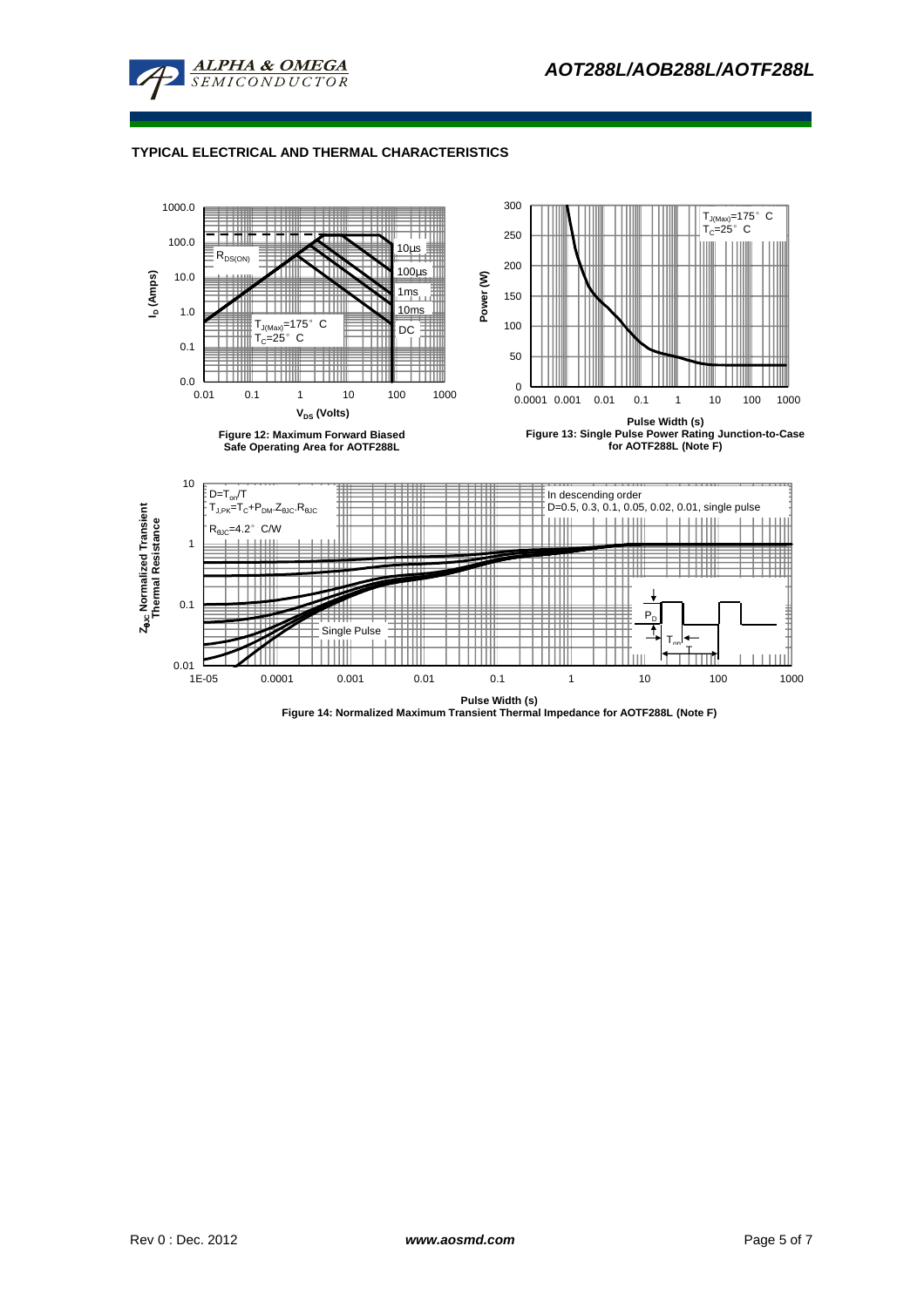## TYPICAL ELECTRICAL AND THERMAL CHARACTERISTICS

Figure 12: Maximum Forward Biased Safe Operating Area for AOTF288L

Figure 13: Single Pulse Power Rating Junction-to-Case for AOTF288L (Note F)

Figure 14: Normalized Maximum Transient Thermal Impedance for AOTF288L (Note F)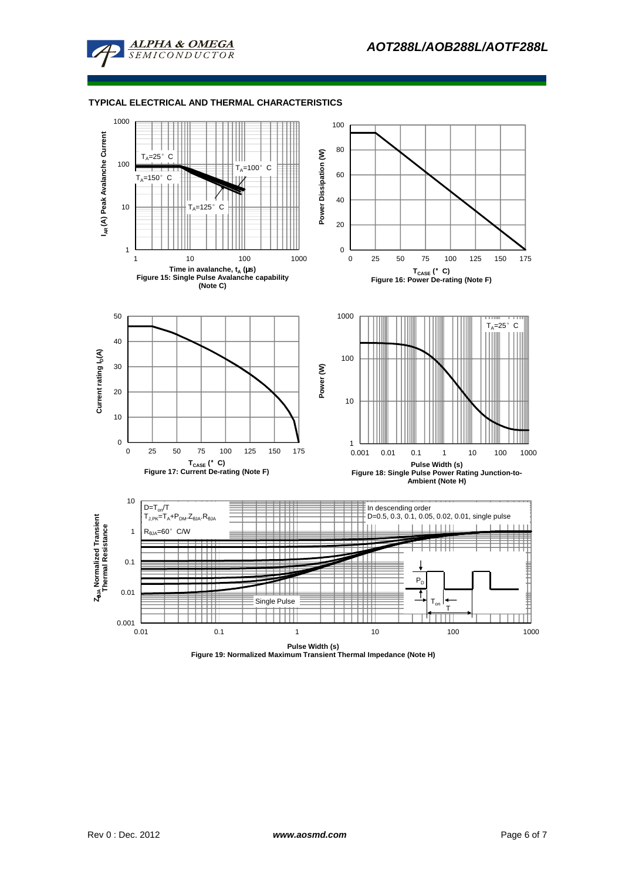## TYPICAL ELECTRICAL AND THERMAL CHARACTERISTICS

$I_{AR}$ (A) Peak Avalanche Current

$T_A$=25° C

$T_A$=150° C

$T_A$=100° C

$T_A$=125° C

Time in avalanche, $t_A$ (μs)

Figure 15: Single Pulse Avalanche capability (Note C)

Power Dissipation (W)

$T_{CASE}$ (° C)

Figure 16: Power De-rating (Note F)

Current rating $I_D$(A)

$T_{CASE}$ (° C)

Figure 17: Current De-rating (Note F)

Power (W)

$T_A$=25° C

Pulse Width (s)

Figure 18: Single Pulse Power Rating Junction-to-Ambient (Note H)

$Z_{\theta JA}$ Normalized Transient Thermal Resistance

D=$T_{on}$/T

$T_{J,PK}$=$T_A$+$P_{DM}$.$Z_{\theta JA}$.$R_{\theta JA}$

$R_{\theta JA}$=60° C/W

In descending order

D=0.5, 0.3, 0.1, 0.05, 0.02, 0.01, single pulse

Single Pulse

$P_D$

$T_{on}$

T

Pulse Width (s)

Figure 19: Normalized Maximum Transient Thermal Impedance (Note H)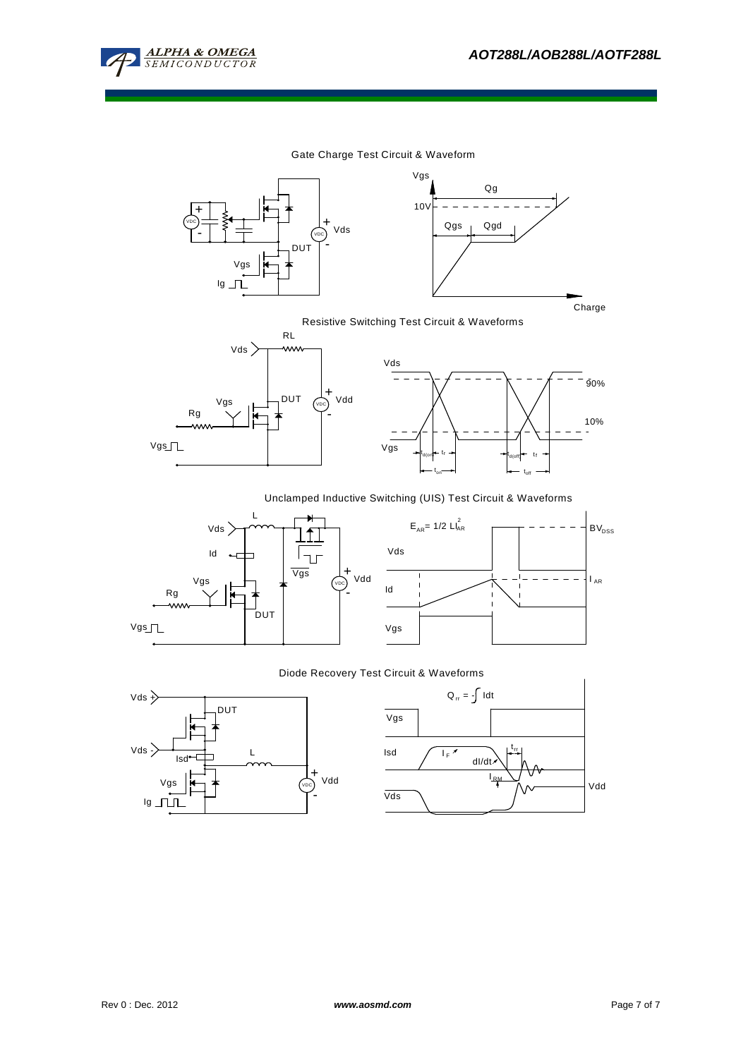Gate Charge Test Circuit & Waveform

VDC
+
-
DUT
Vgs
Ig
+
VDC
Vds
-

Vgs
Qg
10V
Qgs
Qgd
Charge

Resistive Switching Test Circuit & Waveforms

RL
Vds
Vgs
DUT
+
VDC
Vdd
-
Rg
Vgs

Vds
90%
10%
Vgs
$t_{d(on)}$
$t_r$
$t_{on}$
$t_{d(off)}$
$t_f$
$t_{off}$

Unclamped Inductive Switching (UIS) Test Circuit & Waveforms

L
Vds
Id
Vgs
Vgs
+
VDC
Vdd
-
Rg
DUT
Vgs

$E_{AR} = 1/2 \, L I_{AR}^2$
$BV_{DSS}$
Vds
Id
$I_{AR}$
Vgs

Diode Recovery Test Circuit & Waveforms

Vds +
DUT
Vds -
Isd
L
+
VDC
Vdd
-
Vgs
Ig

$Q_{rr} = -\int Idt$
Vgs
Isd
$I_F$
dI/dt
$t_{rr}$
$I_{RM}$
Vds
Vdd